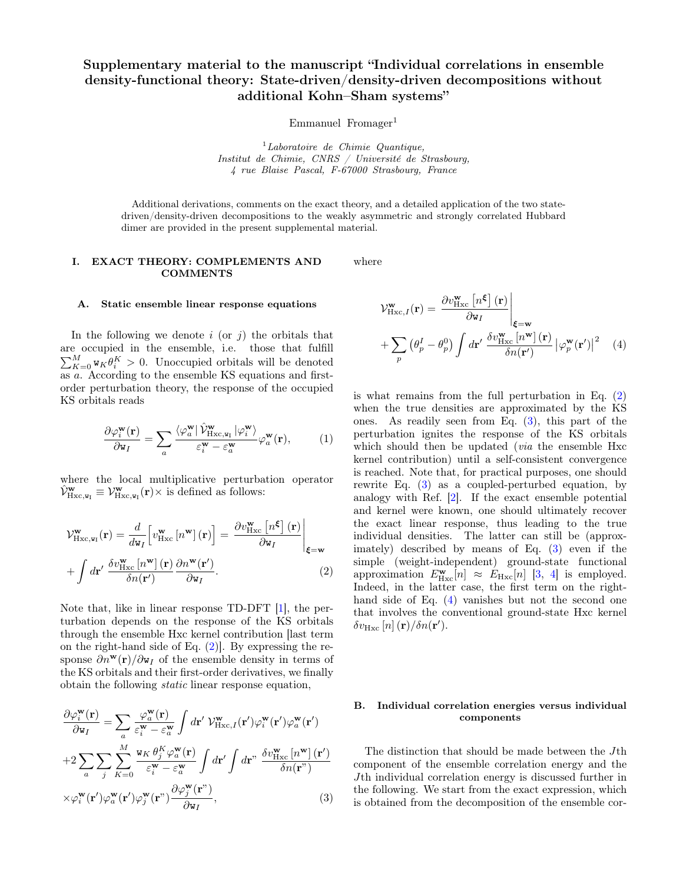# Supplementary material to the manuscript "Individual correlations in ensemble density-functional theory: State-driven/density-driven decompositions without additional Kohn–Sham systems"

Emmanuel Fromager[1]

[1] *Laboratoire de Chimie Quantique, Institut de Chimie, CNRS / Université de Strasbourg, 4 rue Blaise Pascal, F-67000 Strasbourg, France*

Additional derivations, comments on the exact theory, and a detailed application of the two state-driven/density-driven decompositions to the weakly asymmetric and strongly correlated Hubbard dimer are provided in the present supplemental material.

## I. EXACT THEORY: COMPLEMENTS AND COMMENTS

### A. Static ensemble linear response equations

In the following we denote $i$ (or $j$) the orbitals that are occupied in the ensemble, i.e. those that fulfill $\sum_{K=0}^{M} \mathtt{w}_K \theta_i^K > 0$. Unoccupied orbitals will be denoted as $a$. According to the ensemble KS equations and first-order perturbation theory, the response of the occupied KS orbitals reads

$$\frac{\partial \varphi_i^{\mathbf{w}}(\mathbf{r})}{\partial \mathtt{w}_I} = \sum_a \frac{\langle \varphi_a^{\mathbf{w}} | \hat{\mathcal{V}}_{\rm Hxc,\mathtt{w}_I}^{\mathbf{w}} | \varphi_i^{\mathbf{w}} \rangle}{\varepsilon_i^{\mathbf{w}} - \varepsilon_a^{\mathbf{w}}} \varphi_a^{\mathbf{w}}(\mathbf{r}), \tag{1}$$

where the local multiplicative perturbation operator $\hat{\mathcal{V}}_{\rm Hxc,\mathtt{w}_I}^{\mathbf{w}} \equiv \mathcal{V}_{\rm Hxc,\mathtt{w}_I}^{\mathbf{w}}(\mathbf{r})\times$ is defined as follows:

$$\mathcal{V}_{\rm Hxc,\mathtt{w}_I}^{\mathbf{w}}(\mathbf{r}) = \frac{d}{d\mathtt{w}_I}\Big[ v_{\rm Hxc}^{\mathbf{w}}\left[n^{\mathbf{w}}\right](\mathbf{r}) \Big] = \left.\frac{\partial v_{\rm Hxc}^{\mathbf{w}}\left[n^{\boldsymbol{\xi}}\right](\mathbf{r})}{\partial \mathtt{w}_I}\right|_{\boldsymbol{\xi}=\mathbf{w}}$$
$$+ \int d\mathbf{r}' \, \frac{\delta v_{\rm Hxc}^{\mathbf{w}}\left[n^{\mathbf{w}}\right](\mathbf{r})}{\delta n(\mathbf{r}')} \frac{\partial n^{\mathbf{w}}(\mathbf{r}')}{\partial \mathtt{w}_I}. \tag{2}$$

Note that, like in linear response TD-DFT [1], the perturbation depends on the response of the KS orbitals through the ensemble Hxc kernel contribution [last term on the right-hand side of Eq. (2)]. By expressing the response $\partial n^{\mathbf{w}}(\mathbf{r})/\partial \mathtt{w}_I$ of the ensemble density in terms of the KS orbitals and their first-order derivatives, we finally obtain the following *static* linear response equation,

$$\frac{\partial \varphi_i^{\mathbf{w}}(\mathbf{r})}{\partial \mathtt{w}_I} = \sum_a \frac{\varphi_a^{\mathbf{w}}(\mathbf{r})}{\varepsilon_i^{\mathbf{w}} - \varepsilon_a^{\mathbf{w}}} \int d\mathbf{r}' \, \mathcal{V}_{{\rm Hxc},I}^{\mathbf{w}}(\mathbf{r}') \varphi_i^{\mathbf{w}}(\mathbf{r}') \varphi_a^{\mathbf{w}}(\mathbf{r}')$$
$$+2 \sum_a \sum_j \sum_{K=0}^{M} \frac{\mathtt{w}_K \, \theta_j^K \varphi_a^{\mathbf{w}}(\mathbf{r})}{\varepsilon_i^{\mathbf{w}} - \varepsilon_a^{\mathbf{w}}} \int d\mathbf{r}' \int d\mathbf{r}" \, \frac{\delta v_{\rm Hxc}^{\mathbf{w}}\left[n^{\mathbf{w}}\right](\mathbf{r}')}{\delta n(\mathbf{r}")}$$
$$\times \varphi_i^{\mathbf{w}}(\mathbf{r}') \varphi_a^{\mathbf{w}}(\mathbf{r}') \varphi_j^{\mathbf{w}}(\mathbf{r}") \frac{\partial \varphi_j^{\mathbf{w}}(\mathbf{r}")}{\partial \mathtt{w}_I}, \tag{3}$$

where

$$\mathcal{V}_{{\rm Hxc},I}^{\mathbf{w}}(\mathbf{r}) = \left.\frac{\partial v_{\rm Hxc}^{\mathbf{w}}\left[n^{\boldsymbol{\xi}}\right](\mathbf{r})}{\partial \mathtt{w}_I}\right|_{\boldsymbol{\xi}=\mathbf{w}}$$
$$+ \sum_p \left(\theta_p^I - \theta_p^0\right) \int d\mathbf{r}' \, \frac{\delta v_{\rm Hxc}^{\mathbf{w}}\left[n^{\mathbf{w}}\right](\mathbf{r})}{\delta n(\mathbf{r}')} \left|\varphi_p^{\mathbf{w}}(\mathbf{r}')\right|^2 \tag{4}$$

is what remains from the full perturbation in Eq. (2) when the true densities are approximated by the KS ones. As readily seen from Eq. (3), this part of the perturbation ignites the response of the KS orbitals which should then be updated (*via* the ensemble Hxc kernel contribution) until a self-consistent convergence is reached. Note that, for practical purposes, one should rewrite Eq. (3) as a coupled-perturbed equation, by analogy with Ref. [2]. If the exact ensemble potential and kernel were known, one should ultimately recover the exact linear response, thus leading to the true individual densities. The latter can still be (approximately) described by means of Eq. (3) even if the simple (weight-independent) ground-state functional approximation $E_{\rm Hxc}^{\mathbf{w}}[n] \approx E_{\rm Hxc}[n]$ [3, 4] is employed. Indeed, in the latter case, the first term on the right-hand side of Eq. (4) vanishes but not the second one that involves the conventional ground-state Hxc kernel $\delta v_{\rm Hxc}\left[n\right](\mathbf{r})/\delta n(\mathbf{r}')$.

### B. Individual correlation energies versus individual components

The distinction that should be made between the $J$th component of the ensemble correlation energy and the $J$th individual correlation energy is discussed further in the following. We start from the exact expression, which is obtained from the decomposition of the ensemble cor-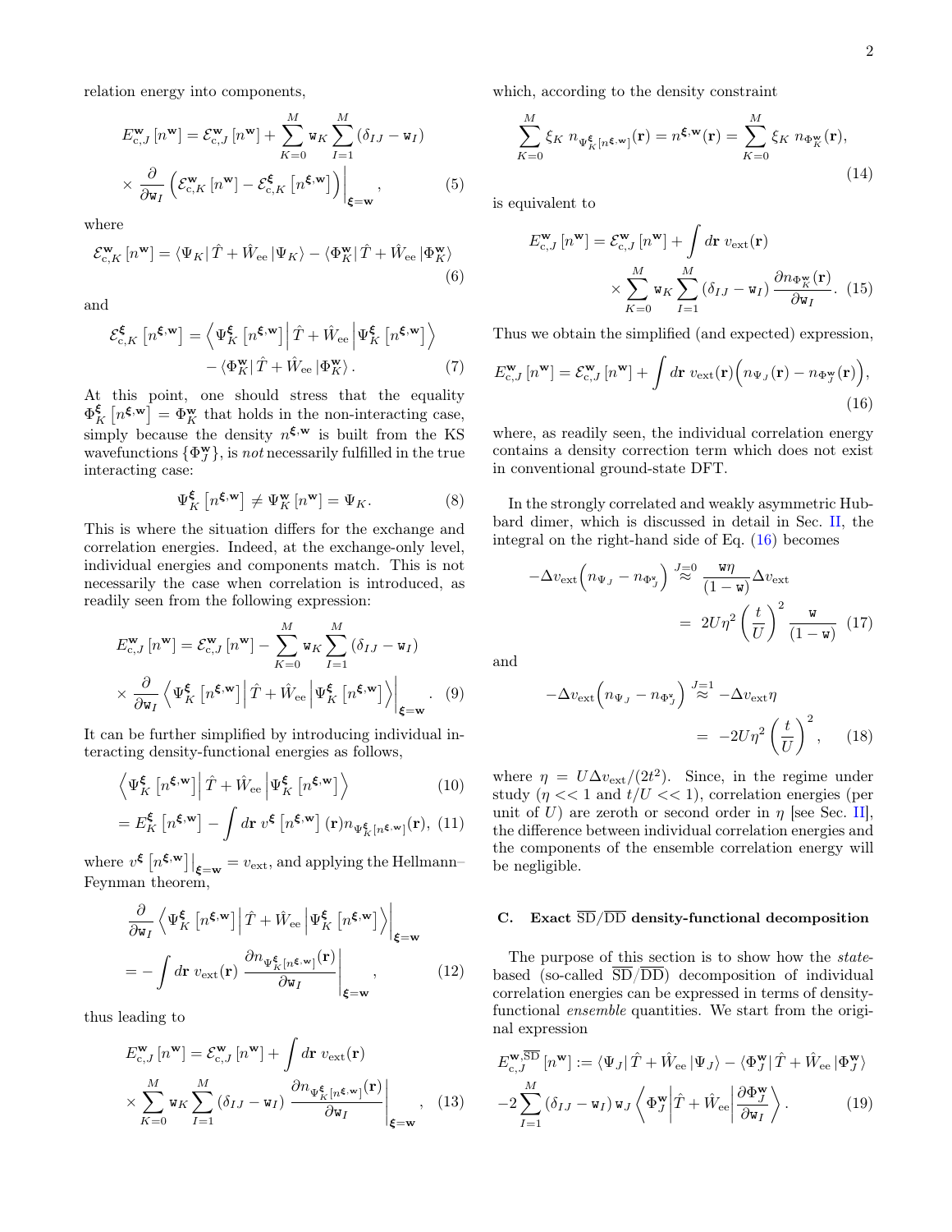relation energy into components,

$$E_{\mathrm{c},J}^{\mathbf{w}}\left[n^{\mathbf{w}}\right] = \mathcal{E}_{\mathrm{c},J}^{\mathbf{w}}\left[n^{\mathbf{w}}\right] + \sum_{K=0}^{M} \mathtt{w}_K \sum_{I=1}^{M} \left(\delta_{IJ} - \mathtt{w}_I\right) \times \frac{\partial}{\partial \mathtt{w}_I}\left(\mathcal{E}_{\mathrm{c},K}^{\mathbf{w}}\left[n^{\mathbf{w}}\right] - \mathcal{E}_{\mathrm{c},K}^{\boldsymbol{\xi}}\left[n^{\boldsymbol{\xi},\mathbf{w}}\right]\right)\Big|_{\boldsymbol{\xi}=\mathbf{w}}, \tag{5}$$

where

$$\mathcal{E}_{\mathrm{c},K}^{\mathbf{w}}\left[n^{\mathbf{w}}\right] = \langle \Psi_K | \hat{T} + \hat{W}_{\mathrm{ee}} | \Psi_K \rangle - \langle \Phi_K^{\mathbf{w}} | \hat{T} + \hat{W}_{\mathrm{ee}} | \Phi_K^{\mathbf{w}} \rangle \tag{6}$$

and

$$\mathcal{E}_{\mathrm{c},K}^{\boldsymbol{\xi}}\left[n^{\boldsymbol{\xi},\mathbf{w}}\right] = \left\langle \Psi_K^{\boldsymbol{\xi}}\left[n^{\boldsymbol{\xi},\mathbf{w}}\right] \right| \hat{T} + \hat{W}_{\mathrm{ee}} \left| \Psi_K^{\boldsymbol{\xi}}\left[n^{\boldsymbol{\xi},\mathbf{w}}\right] \right\rangle - \langle \Phi_K^{\mathbf{w}} | \hat{T} + \hat{W}_{\mathrm{ee}} | \Phi_K^{\mathbf{w}} \rangle . \tag{7}$$

At this point, one should stress that the equality $\Phi_K^{\boldsymbol{\xi}}\left[n^{\boldsymbol{\xi},\mathbf{w}}\right] = \Phi_K^{\mathbf{w}}$ that holds in the non-interacting case, simply because the density $n^{\boldsymbol{\xi},\mathbf{w}}$ is built from the KS wavefunctions $\{\Phi_J^{\mathbf{w}}\}$, is *not* necessarily fulfilled in the true interacting case:

$$\Psi_K^{\boldsymbol{\xi}}\left[n^{\boldsymbol{\xi},\mathbf{w}}\right] \neq \Psi_K^{\mathbf{w}}\left[n^{\mathbf{w}}\right] = \Psi_K. \tag{8}$$

This is where the situation differs for the exchange and correlation energies. Indeed, at the exchange-only level, individual energies and components match. This is not necessarily the case when correlation is introduced, as readily seen from the following expression:

$$E_{\mathrm{c},J}^{\mathbf{w}}\left[n^{\mathbf{w}}\right] = \mathcal{E}_{\mathrm{c},J}^{\mathbf{w}}\left[n^{\mathbf{w}}\right] - \sum_{K=0}^{M} \mathtt{w}_K \sum_{I=1}^{M} \left(\delta_{IJ} - \mathtt{w}_I\right) \times \frac{\partial}{\partial \mathtt{w}_I}\left\langle \Psi_K^{\boldsymbol{\xi}}\left[n^{\boldsymbol{\xi},\mathbf{w}}\right] \right| \hat{T} + \hat{W}_{\mathrm{ee}} \left| \Psi_K^{\boldsymbol{\xi}}\left[n^{\boldsymbol{\xi},\mathbf{w}}\right] \right\rangle \Big|_{\boldsymbol{\xi}=\mathbf{w}}. \tag{9}$$

It can be further simplified by introducing individual interacting density-functional energies as follows,

$$\left\langle \Psi_K^{\boldsymbol{\xi}}\left[n^{\boldsymbol{\xi},\mathbf{w}}\right] \right| \hat{T} + \hat{W}_{\mathrm{ee}} \left| \Psi_K^{\boldsymbol{\xi}}\left[n^{\boldsymbol{\xi},\mathbf{w}}\right] \right\rangle \tag{10}$$

$$= E_K^{\boldsymbol{\xi}}\left[n^{\boldsymbol{\xi},\mathbf{w}}\right] - \int d\mathbf{r}\; v^{\boldsymbol{\xi}}\left[n^{\boldsymbol{\xi},\mathbf{w}}\right](\mathbf{r}) n_{\Psi_K^{\boldsymbol{\xi}}[n^{\boldsymbol{\xi},\mathbf{w}}]}(\mathbf{r}), \tag{11}$$

where $v^{\boldsymbol{\xi}}\left[n^{\boldsymbol{\xi},\mathbf{w}}\right]\big|_{\boldsymbol{\xi}=\mathbf{w}} = v_{\mathrm{ext}}$, and applying the Hellmann–Feynman theorem,

$$\frac{\partial}{\partial \mathtt{w}_I}\left\langle \Psi_K^{\boldsymbol{\xi}}\left[n^{\boldsymbol{\xi},\mathbf{w}}\right] \right| \hat{T} + \hat{W}_{\mathrm{ee}} \left| \Psi_K^{\boldsymbol{\xi}}\left[n^{\boldsymbol{\xi},\mathbf{w}}\right] \right\rangle \Big|_{\boldsymbol{\xi}=\mathbf{w}} = -\int d\mathbf{r}\; v_{\mathrm{ext}}(\mathbf{r}) \frac{\partial n_{\Psi_K^{\boldsymbol{\xi}}[n^{\boldsymbol{\xi},\mathbf{w}}]}(\mathbf{r})}{\partial \mathtt{w}_I}\Big|_{\boldsymbol{\xi}=\mathbf{w}}, \tag{12}$$

thus leading to

$$E_{\mathrm{c},J}^{\mathbf{w}}\left[n^{\mathbf{w}}\right] = \mathcal{E}_{\mathrm{c},J}^{\mathbf{w}}\left[n^{\mathbf{w}}\right] + \int d\mathbf{r}\; v_{\mathrm{ext}}(\mathbf{r}) \times \sum_{K=0}^{M} \mathtt{w}_K \sum_{I=1}^{M} \left(\delta_{IJ} - \mathtt{w}_I\right) \frac{\partial n_{\Psi_K^{\boldsymbol{\xi}}[n^{\boldsymbol{\xi},\mathbf{w}}]}(\mathbf{r})}{\partial \mathtt{w}_I}\Big|_{\boldsymbol{\xi}=\mathbf{w}}, \tag{13}$$

which, according to the density constraint

$$\sum_{K=0}^{M} \xi_K\; n_{\Psi_K^{\boldsymbol{\xi}}[n^{\boldsymbol{\xi},\mathbf{w}}]}(\mathbf{r}) = n^{\boldsymbol{\xi},\mathbf{w}}(\mathbf{r}) = \sum_{K=0}^{M} \xi_K\; n_{\Phi_K^{\mathbf{w}}}(\mathbf{r}), \tag{14}$$

is equivalent to

$$E_{\mathrm{c},J}^{\mathbf{w}}\left[n^{\mathbf{w}}\right] = \mathcal{E}_{\mathrm{c},J}^{\mathbf{w}}\left[n^{\mathbf{w}}\right] + \int d\mathbf{r}\; v_{\mathrm{ext}}(\mathbf{r}) \times \sum_{K=0}^{M} \mathtt{w}_K \sum_{I=1}^{M} \left(\delta_{IJ} - \mathtt{w}_I\right) \frac{\partial n_{\Phi_K^{\mathbf{w}}}(\mathbf{r})}{\partial \mathtt{w}_I}. \tag{15}$$

Thus we obtain the simplified (and expected) expression,

$$E_{\mathrm{c},J}^{\mathbf{w}}\left[n^{\mathbf{w}}\right] = \mathcal{E}_{\mathrm{c},J}^{\mathbf{w}}\left[n^{\mathbf{w}}\right] + \int d\mathbf{r}\; v_{\mathrm{ext}}(\mathbf{r})\Big(n_{\Psi_J}(\mathbf{r}) - n_{\Phi_J^{\mathbf{w}}}(\mathbf{r})\Big), \tag{16}$$

where, as readily seen, the individual correlation energy contains a density correction term which does not exist in conventional ground-state DFT.

In the strongly correlated and weakly asymmetric Hubbard dimer, which is discussed in detail in Sec. II, the integral on the right-hand side of Eq. (16) becomes

$$-\Delta v_{\mathrm{ext}}\Big(n_{\Psi_J} - n_{\Phi_J^{\mathtt{w}}}\Big) \overset{J=0}{\approx} \frac{\mathtt{w}\eta}{(1-\mathtt{w})}\Delta v_{\mathrm{ext}} = 2U\eta^2\left(\frac{t}{U}\right)^2 \frac{\mathtt{w}}{(1-\mathtt{w})} \tag{17}$$

and

$$-\Delta v_{\mathrm{ext}}\Big(n_{\Psi_J} - n_{\Phi_J^{\mathtt{w}}}\Big) \overset{J=1}{\approx} -\Delta v_{\mathrm{ext}}\eta = -2U\eta^2\left(\frac{t}{U}\right)^2, \tag{18}$$

where $\eta = U\Delta v_{\mathrm{ext}}/(2t^2)$. Since, in the regime under study ($\eta << 1$ and $t/U << 1$), correlation energies (per unit of $U$) are zeroth or second order in $\eta$ [see Sec. II], the difference between individual correlation energies and the components of the ensemble correlation energy will be negligible.

### C. Exact $\overline{\mathrm{SD}}/\overline{\mathrm{DD}}$ density-functional decomposition

The purpose of this section is to show how the *state*-based (so-called $\overline{\mathrm{SD}}/\overline{\mathrm{DD}}$) decomposition of individual correlation energies can be expressed in terms of density-functional *ensemble* quantities. We start from the original expression

$$E_{c,J}^{\mathbf{w},\overline{\mathrm{SD}}}\left[n^{\mathbf{w}}\right] := \langle \Psi_J | \hat{T} + \hat{W}_{\mathrm{ee}} | \Psi_J \rangle - \langle \Phi_J^{\mathbf{w}} | \hat{T} + \hat{W}_{\mathrm{ee}} | \Phi_J^{\mathbf{w}} \rangle - 2\sum_{I=1}^{M} \left(\delta_{IJ} - \mathtt{w}_I\right) \mathtt{w}_J \left\langle \Phi_J^{\mathbf{w}} \middle| \hat{T} + \hat{W}_{\mathrm{ee}} \middle| \frac{\partial \Phi_J^{\mathbf{w}}}{\partial \mathtt{w}_I} \right\rangle . \tag{19}$$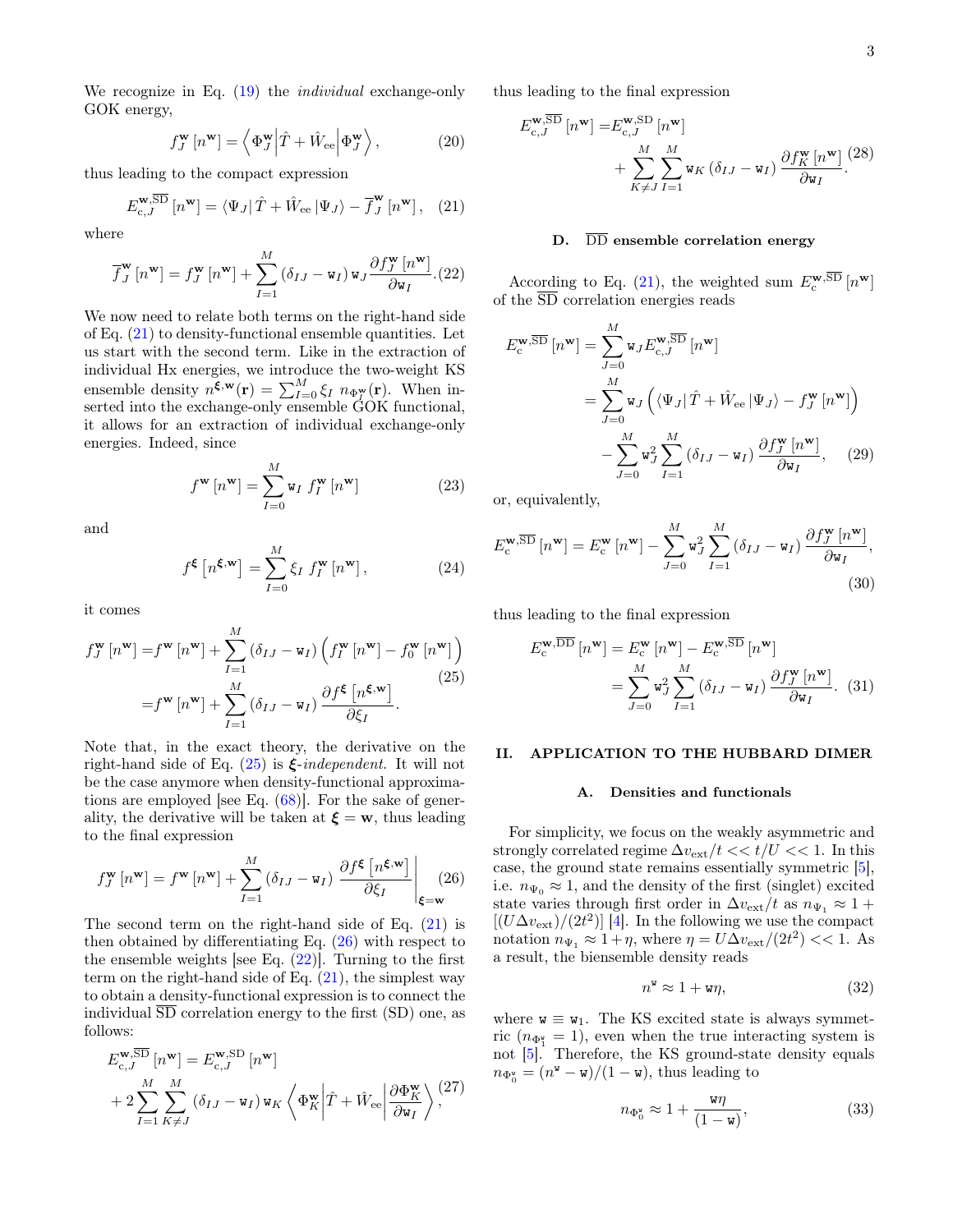We recognize in Eq. (19) the *individual* exchange-only GOK energy,

$$f_J^{\mathbf{w}}\left[n^{\mathbf{w}}\right] = \left\langle \Phi_J^{\mathbf{w}}\middle| \hat{T} + \hat{W}_{\rm ee} \middle| \Phi_J^{\mathbf{w}} \right\rangle, \tag{20}$$

thus leading to the compact expression

$$E_{{\rm c},J}^{\mathbf{w},\overline{\rm SD}}\left[n^{\mathbf{w}}\right] = \left\langle \Psi_J \right| \hat{T} + \hat{W}_{\rm ee} \left| \Psi_J \right\rangle - \overline{f}_J^{\mathbf{w}}\left[n^{\mathbf{w}}\right], \tag{21}$$

where

$$\overline{f}_J^{\mathbf{w}}\left[n^{\mathbf{w}}\right] = f_J^{\mathbf{w}}\left[n^{\mathbf{w}}\right] + \sum_{I=1}^{M} \left(\delta_{IJ} - \mathtt{w}_I\right) \mathtt{w}_J \frac{\partial f_J^{\mathbf{w}}\left[n^{\mathbf{w}}\right]}{\partial \mathtt{w}_I}. \tag{22}$$

We now need to relate both terms on the right-hand side of Eq. (21) to density-functional ensemble quantities. Let us start with the second term. Like in the extraction of individual Hx energies, we introduce the two-weight KS ensemble density $n^{\boldsymbol{\xi},\mathbf{w}}(\mathbf{r}) = \sum_{I=0}^{M} \xi_I \, n_{\Phi_I^{\mathbf{w}}}(\mathbf{r})$. When inserted into the exchange-only ensemble GOK functional, it allows for an extraction of individual exchange-only energies. Indeed, since

$$f^{\mathbf{w}}\left[n^{\mathbf{w}}\right] = \sum_{I=0}^{M} \mathtt{w}_I \, f_I^{\mathbf{w}}\left[n^{\mathbf{w}}\right] \tag{23}$$

and

$$f^{\boldsymbol{\xi}}\left[n^{\boldsymbol{\xi},\mathbf{w}}\right] = \sum_{I=0}^{M} \xi_I \, f_I^{\mathbf{w}}\left[n^{\mathbf{w}}\right], \tag{24}$$

it comes

$$\begin{aligned} f_J^{\mathbf{w}}\left[n^{\mathbf{w}}\right] =& f^{\mathbf{w}}\left[n^{\mathbf{w}}\right] + \sum_{I=1}^{M} \left(\delta_{IJ} - \mathtt{w}_I\right) \left( f_I^{\mathbf{w}}\left[n^{\mathbf{w}}\right] - f_0^{\mathbf{w}}\left[n^{\mathbf{w}}\right] \right) \\ =& f^{\mathbf{w}}\left[n^{\mathbf{w}}\right] + \sum_{I=1}^{M} \left(\delta_{IJ} - \mathtt{w}_I\right) \frac{\partial f^{\boldsymbol{\xi}}\left[n^{\boldsymbol{\xi},\mathbf{w}}\right]}{\partial \xi_I}. \end{aligned} \tag{25}$$

Note that, in the exact theory, the derivative on the right-hand side of Eq. (25) is $\boldsymbol{\xi}$-*independent*. It will not be the case anymore when density-functional approximations are employed [see Eq. (68)]. For the sake of generality, the derivative will be taken at $\boldsymbol{\xi} = \mathbf{w}$, thus leading to the final expression

$$f_J^{\mathbf{w}}\left[n^{\mathbf{w}}\right] = f^{\mathbf{w}}\left[n^{\mathbf{w}}\right] + \sum_{I=1}^{M} \left(\delta_{IJ} - \mathtt{w}_I\right) \left.\frac{\partial f^{\boldsymbol{\xi}}\left[n^{\boldsymbol{\xi},\mathbf{w}}\right]}{\partial \xi_I}\right|_{\boldsymbol{\xi}=\mathbf{w}} \tag{26}$$

The second term on the right-hand side of Eq. (21) is then obtained by differentiating Eq. (26) with respect to the ensemble weights [see Eq. (22)]. Turning to the first term on the right-hand side of Eq. (21), the simplest way to obtain a density-functional expression is to connect the individual $\overline{\rm SD}$ correlation energy to the first (SD) one, as follows:

$$\begin{aligned} E_{{\rm c},J}^{\mathbf{w},\overline{\rm SD}}\left[n^{\mathbf{w}}\right] =& E_{{\rm c},J}^{\mathbf{w},{\rm SD}}\left[n^{\mathbf{w}}\right] \\ &+ 2 \sum_{I=1}^{M} \sum_{K\neq J}^{M} \left(\delta_{IJ} - \mathtt{w}_I\right) \mathtt{w}_K \left\langle \Phi_K^{\mathbf{w}}\middle| \hat{T} + \hat{W}_{\rm ee} \middle| \frac{\partial \Phi_K^{\mathbf{w}}}{\partial \mathtt{w}_I} \right\rangle, \end{aligned} \tag{27}$$

thus leading to the final expression

$$\begin{aligned} E_{{\rm c},J}^{\mathbf{w},\overline{\rm SD}}\left[n^{\mathbf{w}}\right] =& E_{{\rm c},J}^{\mathbf{w},{\rm SD}}\left[n^{\mathbf{w}}\right] \\ &+ \sum_{K\neq J}^{M} \sum_{I=1}^{M} \mathtt{w}_K \left(\delta_{IJ} - \mathtt{w}_I\right) \frac{\partial f_K^{\mathbf{w}}\left[n^{\mathbf{w}}\right]}{\partial \mathtt{w}_I}. \end{aligned} \tag{28}$$

### D. $\overline{\rm DD}$ ensemble correlation energy

According to Eq. (21), the weighted sum $E_{\rm c}^{\mathbf{w},\overline{\rm SD}}\left[n^{\mathbf{w}}\right]$ of the $\overline{\rm SD}$ correlation energies reads

$$\begin{aligned} E_{\rm c}^{\mathbf{w},\overline{\rm SD}}\left[n^{\mathbf{w}}\right] =& \sum_{J=0}^{M} \mathtt{w}_J E_{{\rm c},J}^{\mathbf{w},\overline{\rm SD}}\left[n^{\mathbf{w}}\right] \\ =& \sum_{J=0}^{M} \mathtt{w}_J \left( \left\langle \Psi_J \right| \hat{T} + \hat{W}_{\rm ee} \left| \Psi_J \right\rangle - f_J^{\mathbf{w}}\left[n^{\mathbf{w}}\right] \right) \\ &- \sum_{J=0}^{M} \mathtt{w}_J^2 \sum_{I=1}^{M} \left(\delta_{IJ} - \mathtt{w}_I\right) \frac{\partial f_J^{\mathbf{w}}\left[n^{\mathbf{w}}\right]}{\partial \mathtt{w}_I}, \end{aligned} \tag{29}$$

or, equivalently,

$$E_{\rm c}^{\mathbf{w},\overline{\rm SD}}\left[n^{\mathbf{w}}\right] = E_{\rm c}^{\mathbf{w}}\left[n^{\mathbf{w}}\right] - \sum_{J=0}^{M} \mathtt{w}_J^2 \sum_{I=1}^{M} \left(\delta_{IJ} - \mathtt{w}_I\right) \frac{\partial f_J^{\mathbf{w}}\left[n^{\mathbf{w}}\right]}{\partial \mathtt{w}_I}, \tag{30}$$

thus leading to the final expression

$$\begin{aligned} E_{\rm c}^{\mathbf{w},\overline{\rm DD}}\left[n^{\mathbf{w}}\right] =& E_{\rm c}^{\mathbf{w}}\left[n^{\mathbf{w}}\right] - E_{\rm c}^{\mathbf{w},\overline{\rm SD}}\left[n^{\mathbf{w}}\right] \\ =& \sum_{J=0}^{M} \mathtt{w}_J^2 \sum_{I=1}^{M} \left(\delta_{IJ} - \mathtt{w}_I\right) \frac{\partial f_J^{\mathbf{w}}\left[n^{\mathbf{w}}\right]}{\partial \mathtt{w}_I}. \end{aligned} \tag{31}$$

## II. APPLICATION TO THE HUBBARD DIMER

### A. Densities and functionals

For simplicity, we focus on the weakly asymmetric and strongly correlated regime $\Delta v_{\rm ext}/t << t/U << 1$. In this case, the ground state remains essentially symmetric [5], i.e. $n_{\Psi_0} \approx 1$, and the density of the first (singlet) excited state varies through first order in $\Delta v_{\rm ext}/t$ as $n_{\Psi_1} \approx 1 + [(U\Delta v_{\rm ext})/(2t^2)]$ [4]. In the following we use the compact notation $n_{\Psi_1} \approx 1 + \eta$, where $\eta = U\Delta v_{\rm ext}/(2t^2) << 1$. As a result, the biensemble density reads

$$n^{\mathtt{w}} \approx 1 + \mathtt{w}\eta, \tag{32}$$

where $\mathtt{w} \equiv \mathtt{w}_1$. The KS excited state is always symmetric ($n_{\Phi_1^{\mathtt{w}}} = 1$), even when the true interacting system is not [5]. Therefore, the KS ground-state density equals $n_{\Phi_0^{\mathtt{w}}} = (n^{\mathtt{w}} - \mathtt{w})/(1 - \mathtt{w})$, thus leading to

$$n_{\Phi_0^{\mathtt{w}}} \approx 1 + \frac{\mathtt{w}\eta}{(1 - \mathtt{w})}, \tag{33}$$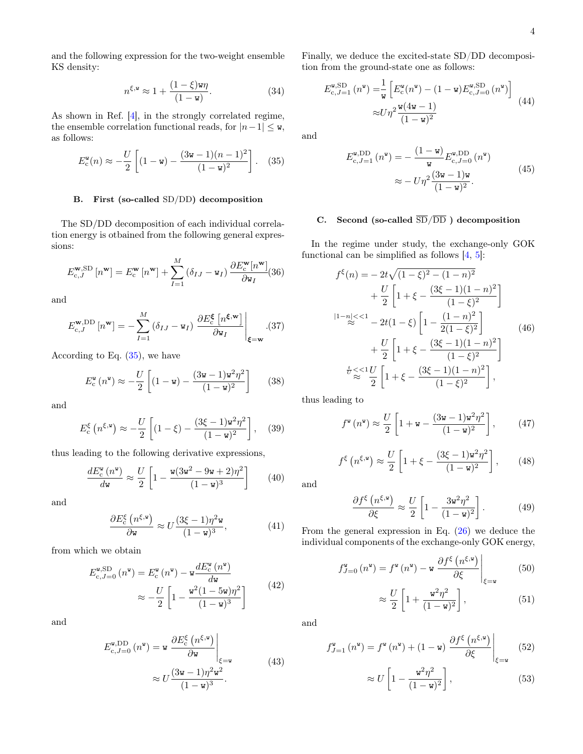and the following expression for the two-weight ensemble KS density:

$$n^{\xi,\mathtt{w}} \approx 1 + \frac{(1-\xi)\mathtt{w}\eta}{(1-\mathtt{w})}. \tag{34}$$

As shown in Ref. [4], in the strongly correlated regime, the ensemble correlation functional reads, for $|n-1| \leq \mathtt{w}$, as follows:

$$E_{\rm c}^{\mathtt{w}}(n) \approx -\frac{U}{2}\left[(1-\mathtt{w}) - \frac{(3\mathtt{w}-1)(n-1)^2}{(1-\mathtt{w})^2}\right]. \tag{35}$$

### B. First (so-called SD/DD) decomposition

The SD/DD decomposition of each individual correlation energy is otbained from the following general expressions:

$$E_{{\rm c},J}^{\mathbf{w},{\rm SD}}\left[n^{\mathbf{w}}\right] = E_{\rm c}^{\mathbf{w}}\left[n^{\mathbf{w}}\right] + \sum_{I=1}^{M}\left(\delta_{IJ} - \mathtt{w}_I\right)\frac{\partial E_{\rm c}^{\mathbf{w}}[n^{\mathbf{w}}]}{\partial \mathtt{w}_I} \tag{36}$$

and

$$E_{{\rm c},J}^{\mathbf{w},{\rm DD}}\left[n^{\mathbf{w}}\right] = -\sum_{I=1}^{M}\left(\delta_{IJ} - \mathtt{w}_I\right)\left.\frac{\partial E_{\rm c}^{\boldsymbol{\xi}}\left[n^{\boldsymbol{\xi},\mathbf{w}}\right]}{\partial \mathtt{w}_I}\right|_{\boldsymbol{\xi}=\mathbf{w}}. \tag{37}$$

According to Eq. (35), we have

$$E_{\rm c}^{\mathtt{w}}\left(n^{\mathtt{w}}\right) \approx -\frac{U}{2}\left[(1-\mathtt{w}) - \frac{(3\mathtt{w}-1)\mathtt{w}^2\eta^2}{(1-\mathtt{w})^2}\right] \tag{38}$$

and

$$E_{\rm c}^{\xi}\left(n^{\xi,\mathtt{w}}\right) \approx -\frac{U}{2}\left[(1-\xi) - \frac{(3\xi-1)\mathtt{w}^2\eta^2}{(1-\mathtt{w})^2}\right], \tag{39}$$

thus leading to the following derivative expressions,

$$\frac{dE_{\rm c}^{\mathtt{w}}\left(n^{\mathtt{w}}\right)}{d\mathtt{w}} \approx \frac{U}{2}\left[1 - \frac{\mathtt{w}(3\mathtt{w}^2 - 9\mathtt{w} + 2)\eta^2}{(1-\mathtt{w})^3}\right] \tag{40}$$

and

$$\frac{\partial E_{\rm c}^{\xi}\left(n^{\xi,\mathtt{w}}\right)}{\partial \mathtt{w}} \approx U\frac{(3\xi-1)\eta^2\mathtt{w}}{(1-\mathtt{w})^3}, \tag{41}$$

from which we obtain

$$\begin{aligned} E_{{\rm c},J=0}^{\mathtt{w},{\rm SD}}\left(n^{\mathtt{w}}\right) &= E_{\rm c}^{\mathtt{w}}\left(n^{\mathtt{w}}\right) - \mathtt{w}\frac{dE_{\rm c}^{\mathtt{w}}\left(n^{\mathtt{w}}\right)}{d\mathtt{w}} \\ &\approx -\frac{U}{2}\left[1 - \frac{\mathtt{w}^2(1-5\mathtt{w})\eta^2}{(1-\mathtt{w})^3}\right] \end{aligned} \tag{42}$$

and

$$\begin{aligned} E_{{\rm c},J=0}^{\mathtt{w},{\rm DD}}\left(n^{\mathtt{w}}\right) &= \mathtt{w}\left.\frac{\partial E_{\rm c}^{\xi}\left(n^{\xi,\mathtt{w}}\right)}{\partial \mathtt{w}}\right|_{\xi=\mathtt{w}} \\ &\approx U\frac{(3\mathtt{w}-1)\eta^2\mathtt{w}^2}{(1-\mathtt{w})^3}. \end{aligned} \tag{43}$$

Finally, we deduce the excited-state SD/DD decomposition from the ground-state one as follows:

$$\begin{aligned} E_{{\rm c},J=1}^{\mathtt{w},{\rm SD}}\left(n^{\mathtt{w}}\right) &= \frac{1}{\mathtt{w}}\left[E_{\rm c}^{\mathtt{w}}(n^{\mathtt{w}}) - (1-\mathtt{w})E_{{\rm c},J=0}^{\mathtt{w},{\rm SD}}\left(n^{\mathtt{w}}\right)\right] \\ &\approx U\eta^2\frac{\mathtt{w}(4\mathtt{w}-1)}{(1-\mathtt{w})^2} \end{aligned} \tag{44}$$

and

$$\begin{aligned} E_{{\rm c},J=1}^{\mathtt{w},{\rm DD}}\left(n^{\mathtt{w}}\right) &= -\frac{(1-\mathtt{w})}{\mathtt{w}}E_{{\rm c},J=0}^{\mathtt{w},{\rm DD}}\left(n^{\mathtt{w}}\right) \\ &\approx -U\eta^2\frac{(3\mathtt{w}-1)\mathtt{w}}{(1-\mathtt{w})^2}. \end{aligned} \tag{45}$$

### C. Second (so-called $\overline{\rm SD}/\overline{\rm DD}$ ) decomposition

In the regime under study, the exchange-only GOK functional can be simplified as follows [4, 5]:

$$\begin{aligned} f^{\xi}(n) &= -2t\sqrt{(1-\xi)^2 - (1-n)^2} \\ &\quad + \frac{U}{2}\left[1 + \xi - \frac{(3\xi-1)(1-n)^2}{(1-\xi)^2}\right] \\ &\overset{|1-n|<<1}{\approx} -2t(1-\xi)\left[1 - \frac{(1-n)^2}{2(1-\xi)^2}\right] \\ &\quad + \frac{U}{2}\left[1 + \xi - \frac{(3\xi-1)(1-n)^2}{(1-\xi)^2}\right] \\ &\overset{\frac{t}{U}<<1}{\approx} \frac{U}{2}\left[1 + \xi - \frac{(3\xi-1)(1-n)^2}{(1-\xi)^2}\right], \end{aligned} \tag{46}$$

thus leading to

$$f^{\mathtt{w}}\left(n^{\mathtt{w}}\right) \approx \frac{U}{2}\left[1 + \mathtt{w} - \frac{(3\mathtt{w}-1)\mathtt{w}^2\eta^2}{(1-\mathtt{w})^2}\right], \tag{47}$$

$$f^{\xi}\left(n^{\xi,\mathtt{w}}\right) \approx \frac{U}{2}\left[1 + \xi - \frac{(3\xi-1)\mathtt{w}^2\eta^2}{(1-\mathtt{w})^2}\right], \tag{48}$$

and

$$\frac{\partial f^{\xi}\left(n^{\xi,\mathtt{w}}\right)}{\partial \xi} \approx \frac{U}{2}\left[1 - \frac{3\mathtt{w}^2\eta^2}{(1-\mathtt{w})^2}\right]. \tag{49}$$

From the general expression in Eq. (26) we deduce the individual components of the exchange-only GOK energy,

$$f_{J=0}^{\mathtt{w}}\left(n^{\mathtt{w}}\right) = f^{\mathtt{w}}\left(n^{\mathtt{w}}\right) - \mathtt{w}\left.\frac{\partial f^{\xi}\left(n^{\xi,\mathtt{w}}\right)}{\partial \xi}\right|_{\xi=\mathtt{w}} \tag{50}$$

$$\approx \frac{U}{2}\left[1 + \frac{\mathtt{w}^2\eta^2}{(1-\mathtt{w})^2}\right], \tag{51}$$

and

$$f_{J=1}^{\mathtt{w}}\left(n^{\mathtt{w}}\right) = f^{\mathtt{w}}\left(n^{\mathtt{w}}\right) + (1-\mathtt{w})\left.\frac{\partial f^{\xi}\left(n^{\xi,\mathtt{w}}\right)}{\partial \xi}\right|_{\xi=\mathtt{w}} \tag{52}$$

$$\approx U\left[1 - \frac{\mathtt{w}^2\eta^2}{(1-\mathtt{w})^2}\right], \tag{53}$$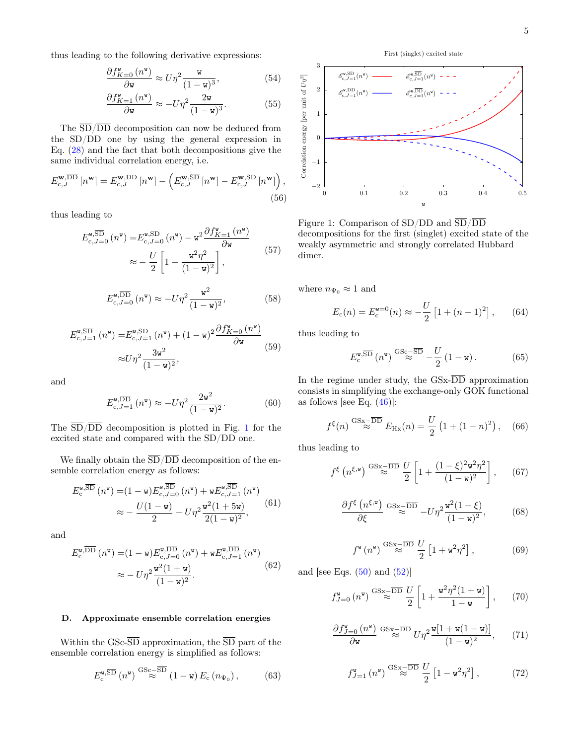thus leading to the following derivative expressions:

$$\frac{\partial f_{K=0}^{\mathtt{w}}\left(n^{\mathtt{w}}\right)}{\partial \mathtt{w}} \approx U\eta^2 \frac{\mathtt{w}}{(1-\mathtt{w})^3}, \tag{54}$$

$$\frac{\partial f_{K=1}^{\mathtt{w}}\left(n^{\mathtt{w}}\right)}{\partial \mathtt{w}} \approx -U\eta^2 \frac{2\mathtt{w}}{(1-\mathtt{w})^3}. \tag{55}$$

The $\overline{\rm SD}/\overline{\rm DD}$ decomposition can now be deduced from the SD/DD one by using the general expression in Eq. (28) and the fact that both decompositions give the same individual correlation energy, i.e.

$$E_{{\rm c},J}^{\mathbf{w},\overline{\rm DD}}\left[n^{\mathbf{w}}\right] = E_{{\rm c},J}^{\mathbf{w},{\rm DD}}\left[n^{\mathbf{w}}\right] - \left(E_{{\rm c},J}^{\mathbf{w},\overline{\rm SD}}\left[n^{\mathbf{w}}\right] - E_{{\rm c},J}^{\mathbf{w},{\rm SD}}\left[n^{\mathbf{w}}\right]\right), \tag{56}$$

thus leading to

$$\begin{aligned} E_{{\rm c},J=0}^{\mathtt{w},\overline{\rm SD}}\left(n^{\mathtt{w}}\right) =& E_{{\rm c},J=0}^{\mathtt{w},{\rm SD}}\left(n^{\mathtt{w}}\right) - \mathtt{w}^2 \frac{\partial f_{K=1}^{\mathtt{w}}\left(n^{\mathtt{w}}\right)}{\partial \mathtt{w}} \\ \approx& -\frac{U}{2}\left[1 - \frac{\mathtt{w}^2\eta^2}{(1-\mathtt{w})^2}\right], \end{aligned} \tag{57}$$

$$E_{{\rm c},J=0}^{\mathtt{w},\overline{\rm DD}}\left(n^{\mathtt{w}}\right) \approx -U\eta^2 \frac{\mathtt{w}^2}{(1-\mathtt{w})^2}, \tag{58}$$

$$\begin{aligned} E_{{\rm c},J=1}^{\mathtt{w},\overline{\rm SD}}\left(n^{\mathtt{w}}\right) =& E_{{\rm c},J=1}^{\mathtt{w},{\rm SD}}\left(n^{\mathtt{w}}\right) + (1-\mathtt{w})^2 \frac{\partial f_{K=0}^{\mathtt{w}}\left(n^{\mathtt{w}}\right)}{\partial \mathtt{w}} \\ \approx& U\eta^2 \frac{3\mathtt{w}^2}{(1-\mathtt{w})^2}, \end{aligned} \tag{59}$$

and

$$E_{{\rm c},J=1}^{\mathtt{w},\overline{\rm DD}}\left(n^{\mathtt{w}}\right) \approx -U\eta^2 \frac{2\mathtt{w}^2}{(1-\mathtt{w})^2}. \tag{60}$$

The $\overline{\rm SD}/\overline{\rm DD}$ decomposition is plotted in Fig. 1 for the excited state and compared with the SD/DD one.

We finally obtain the $\overline{\rm SD}/\overline{\rm DD}$ decomposition of the ensemble correlation energy as follows:

$$\begin{aligned} E_{\rm c}^{\mathtt{w},\overline{\rm SD}}\left(n^{\mathtt{w}}\right) =& (1-\mathtt{w})E_{{\rm c},J=0}^{\mathtt{w},\overline{\rm SD}}\left(n^{\mathtt{w}}\right) + \mathtt{w}E_{{\rm c},J=1}^{\mathtt{w},\overline{\rm SD}}\left(n^{\mathtt{w}}\right) \\ \approx& -\frac{U(1-\mathtt{w})}{2} + U\eta^2 \frac{\mathtt{w}^2(1+5\mathtt{w})}{2(1-\mathtt{w})^2}, \end{aligned} \tag{61}$$

and

$$\begin{aligned} E_{\rm c}^{\mathtt{w},\overline{\rm DD}}\left(n^{\mathtt{w}}\right) =& (1-\mathtt{w})E_{{\rm c},J=0}^{\mathtt{w},\overline{\rm DD}}\left(n^{\mathtt{w}}\right) + \mathtt{w}E_{{\rm c},J=1}^{\mathtt{w},\overline{\rm DD}}\left(n^{\mathtt{w}}\right) \\ \approx& -U\eta^2 \frac{\mathtt{w}^2(1+\mathtt{w})}{(1-\mathtt{w})^2}. \end{aligned} \tag{62}$$

### D. Approximate ensemble correlation energies

Within the GSc-$\overline{\rm SD}$ approximation, the $\overline{\rm SD}$ part of the ensemble correlation energy is simplified as follows:

$$E_{\rm c}^{\mathtt{w},\overline{\rm SD}}\left(n^{\mathtt{w}}\right) \overset{\text{GSc}-\overline{\rm SD}}{\approx} (1-\mathtt{w})\, E_{\rm c}\left(n_{\Psi_0}\right), \tag{63}$$

First (singlet) excited state

Correlation energy [per unit of $U\eta^2$]

$\mathtt{w}$

$\mathcal{E}_{{\rm c},J=1}^{\mathtt{w},{\rm SD}}(n^{\mathtt{w}})$

$\mathcal{E}_{{\rm c},J=1}^{\mathtt{w},\overline{\rm SD}}(n^{\mathtt{w}})$

$\mathcal{E}_{{\rm c},J=1}^{\mathtt{w},{\rm DD}}(n^{\mathtt{w}})$

$\mathcal{E}_{{\rm c},J=1}^{\mathtt{w},\overline{\rm DD}}(n^{\mathtt{w}})$

3, 2, 1, 0, −1, −2

0, 0.1, 0.2, 0.3, 0.4, 0.5

Figure 1: Comparison of SD/DD and $\overline{\rm SD}/\overline{\rm DD}$ decompositions for the first (singlet) excited state of the weakly asymmetric and strongly correlated Hubbard dimer.

where $n_{\Psi_0} \approx 1$ and

$$E_{\rm c}(n) = E_{\rm c}^{\mathtt{w}=0}(n) \approx -\frac{U}{2}\left[1 + (n-1)^2\right], \tag{64}$$

thus leading to

$$E_{\rm c}^{\mathtt{w},\overline{\rm SD}}\left(n^{\mathtt{w}}\right) \overset{\text{GSc}-\overline{\rm SD}}{\approx} -\frac{U}{2}\left(1-\mathtt{w}\right). \tag{65}$$

In the regime under study, the GSx-$\overline{\rm DD}$ approximation consists in simplifying the exchange-only GOK functional as follows [see Eq. (46)]:

$$f^{\xi}(n) \overset{\text{GSx}-\overline{\rm DD}}{\approx} E_{\rm Hx}(n) = \frac{U}{2}\left(1 + (1-n)^2\right), \tag{66}$$

thus leading to

$$f^{\xi}\left(n^{\xi,\mathtt{w}}\right) \overset{\text{GSx}-\overline{\rm DD}}{\approx} \frac{U}{2}\left[1 + \frac{(1-\xi)^2\mathtt{w}^2\eta^2}{(1-\mathtt{w})^2}\right], \tag{67}$$

$$\frac{\partial f^{\xi}\left(n^{\xi,\mathtt{w}}\right)}{\partial \xi} \overset{\text{GSx}-\overline{\rm DD}}{\approx} -U\eta^2 \frac{\mathtt{w}^2(1-\xi)}{(1-\mathtt{w})^2}, \tag{68}$$

$$f^{\mathtt{w}}\left(n^{\mathtt{w}}\right) \overset{\text{GSx}-\overline{\rm DD}}{\approx} \frac{U}{2}\left[1 + \mathtt{w}^2\eta^2\right], \tag{69}$$

and [see Eqs. (50) and (52)]

$$f_{J=0}^{\mathtt{w}}\left(n^{\mathtt{w}}\right) \overset{\text{GSx}-\overline{\rm DD}}{\approx} \frac{U}{2}\left[1 + \frac{\mathtt{w}^2\eta^2(1+\mathtt{w})}{1-\mathtt{w}}\right], \tag{70}$$

$$\frac{\partial f_{J=0}^{\mathtt{w}}\left(n^{\mathtt{w}}\right)}{\partial \mathtt{w}} \overset{\text{GSx}-\overline{\rm DD}}{\approx} U\eta^2 \frac{\mathtt{w}[1 + \mathtt{w}(1-\mathtt{w})]}{(1-\mathtt{w})^2}, \tag{71}$$

$$f_{J=1}^{\mathtt{w}}\left(n^{\mathtt{w}}\right) \overset{\text{GSx}-\overline{\rm DD}}{\approx} \frac{U}{2}\left[1 - \mathtt{w}^2\eta^2\right], \tag{72}$$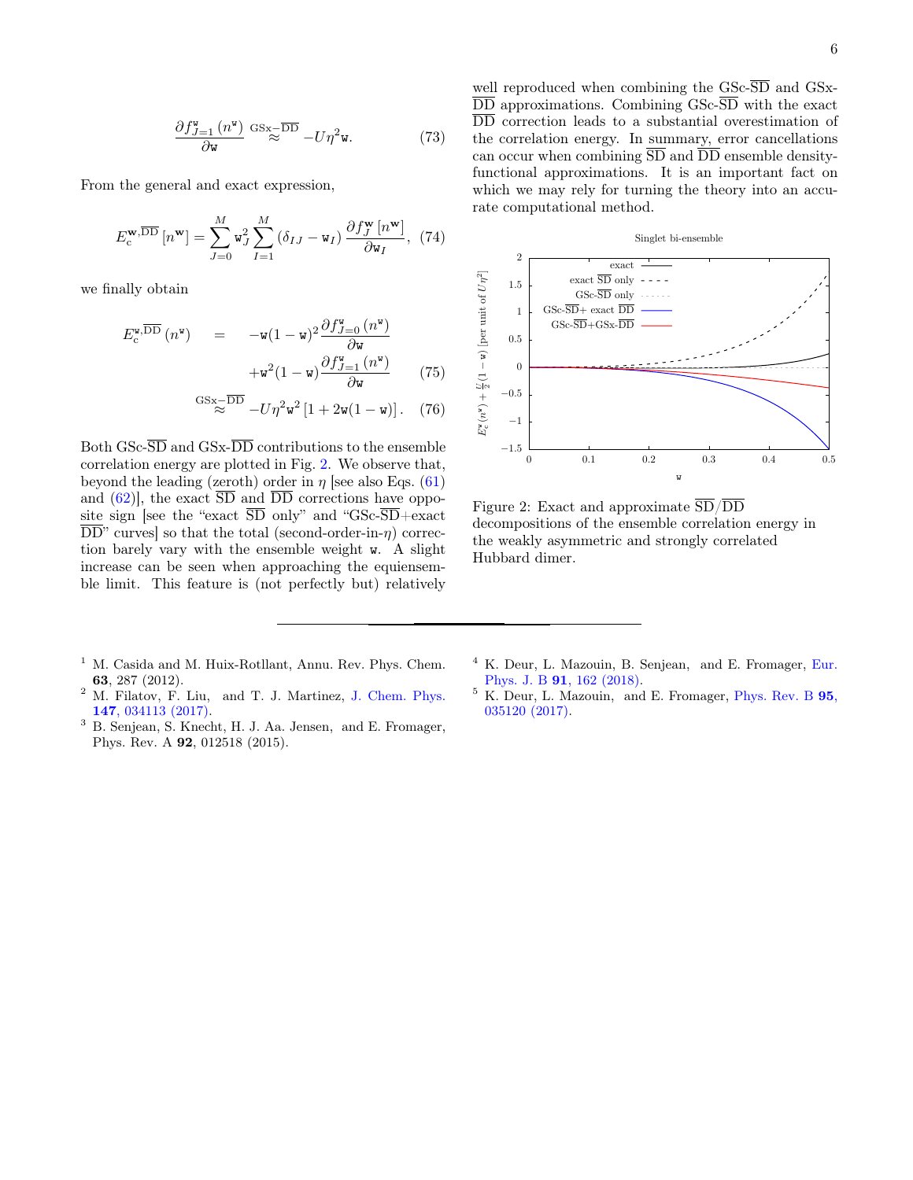$$\frac{\partial f^{\mathtt{w}}_{J=1}\left(n^{\mathtt{w}}\right)}{\partial \mathtt{w}} \overset{\text{GSx}-\overline{\text{DD}}}{\approx} -U\eta^2\mathtt{w}. \tag{73}$$

From the general and exact expression,

$$E_{\rm c}^{\mathbf{w},\overline{\rm DD}}\left[n^{\mathbf{w}}\right] = \sum_{J=0}^{M} \mathtt{w}_J^2 \sum_{I=1}^{M}\left(\delta_{IJ} - \mathtt{w}_I\right)\frac{\partial f_J^{\mathbf{w}}\left[n^{\mathbf{w}}\right]}{\partial \mathtt{w}_I}, \tag{74}$$

we finally obtain

$$\begin{aligned} E_{\rm c}^{\mathtt{w},\overline{\rm DD}}\left(n^{\mathtt{w}}\right) \quad &= \quad -\mathtt{w}(1-\mathtt{w})^2\frac{\partial f^{\mathtt{w}}_{J=0}\left(n^{\mathtt{w}}\right)}{\partial \mathtt{w}} \\ &\quad\quad + \mathtt{w}^2(1-\mathtt{w})\frac{\partial f^{\mathtt{w}}_{J=1}\left(n^{\mathtt{w}}\right)}{\partial \mathtt{w}} \quad (75) \\ &\overset{\text{GSx}-\overline{\text{DD}}}{\approx} -U\eta^2\mathtt{w}^2\left[1+2\mathtt{w}(1-\mathtt{w})\right]. \quad (76) \end{aligned}$$

Both GSc-$\overline{\rm SD}$ and GSx-$\overline{\rm DD}$ contributions to the ensemble correlation energy are plotted in Fig. 2. We observe that, beyond the leading (zeroth) order in $\eta$ [see also Eqs. (61) and (62)], the exact $\overline{\rm SD}$ and $\overline{\rm DD}$ corrections have opposite sign [see the "exact $\overline{\rm SD}$ only" and "GSc-$\overline{\rm SD}$+exact $\overline{\rm DD}$" curves] so that the total (second-order-in-$\eta$) correction barely vary with the ensemble weight $\mathtt{w}$. A slight increase can be seen when approaching the equiensemble limit. This feature is (not perfectly but) relatively well reproduced when combining the GSc-$\overline{\rm SD}$ and GSx-$\overline{\rm DD}$ approximations. Combining GSc-$\overline{\rm SD}$ with the exact $\overline{\rm DD}$ correction leads to a substantial overestimation of the correlation energy. In summary, error cancellations can occur when combining $\overline{\rm SD}$ and $\overline{\rm DD}$ ensemble density-functional approximations. It is an important fact on which we may rely for turning the theory into an accurate computational method.

Singlet bi-ensemble

$E_c^{\mathtt{w}}(n^{\mathtt{w}}) + \frac{U}{2}(1-\mathtt{w})$ [per unit of $U\eta^2$]

exact
exact $\overline{\rm SD}$ only
GSc-$\overline{\rm SD}$ only
GSc-$\overline{\rm SD}$+ exact $\overline{\rm DD}$
GSc-$\overline{\rm SD}$+GSx-$\overline{\rm DD}$

2, 1.5, 1, 0.5, 0, −0.5, −1, −1.5

0, 0.1, 0.2, 0.3, 0.4, 0.5

w

Figure 2: Exact and approximate $\overline{\rm SD}/\overline{\rm DD}$ decompositions of the ensemble correlation energy in the weakly asymmetric and strongly correlated Hubbard dimer.

---

[1] M. Casida and M. Huix-Rotllant, Annu. Rev. Phys. Chem. **63**, 287 (2012).

[2] M. Filatov, F. Liu, and T. J. Martinez, J. Chem. Phys. **147**, 034113 (2017).

[3] B. Senjean, S. Knecht, H. J. Aa. Jensen, and E. Fromager, Phys. Rev. A **92**, 012518 (2015).

[4] K. Deur, L. Mazouin, B. Senjean, and E. Fromager, Eur. Phys. J. B **91**, 162 (2018).

[5] K. Deur, L. Mazouin, and E. Fromager, Phys. Rev. B **95**, 035120 (2017).